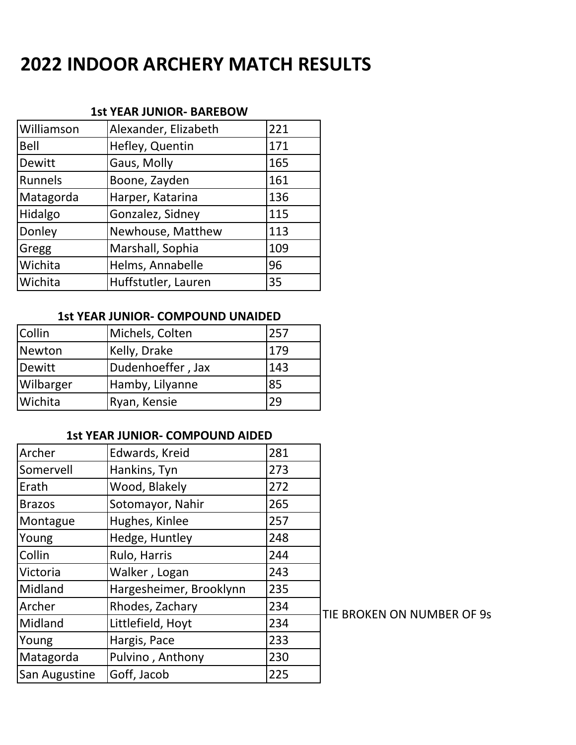# 2022 INDOOR ARCHERY MATCH RESULTS

### 1st YEAR JUNIOR- BAREBOW

| | | |
|---|---|---|
| Williamson | Alexander, Elizabeth | 221 |
| Bell | Hefley, Quentin | 171 |
| Dewitt | Gaus, Molly | 165 |
| Runnels | Boone, Zayden | 161 |
| Matagorda | Harper, Katarina | 136 |
| Hidalgo | Gonzalez, Sidney | 115 |
| Donley | Newhouse, Matthew | 113 |
| Gregg | Marshall, Sophia | 109 |
| Wichita | Helms, Annabelle | 96 |
| Wichita | Huffstutler, Lauren | 35 |

### 1st YEAR JUNIOR- COMPOUND UNAIDED

| | | |
|---|---|---|
| Collin | Michels, Colten | 257 |
| Newton | Kelly, Drake | 179 |
| Dewitt | Dudenhoeffer , Jax | 143 |
| Wilbarger | Hamby, Lilyanne | 85 |
| Wichita | Ryan, Kensie | 29 |

### 1st YEAR JUNIOR- COMPOUND AIDED

| | | | |
|---|---|---|---|
| Archer | Edwards, Kreid | 281 | |
| Somervell | Hankins, Tyn | 273 | |
| Erath | Wood, Blakely | 272 | |
| Brazos | Sotomayor, Nahir | 265 | |
| Montague | Hughes, Kinlee | 257 | |
| Young | Hedge, Huntley | 248 | |
| Collin | Rulo, Harris | 244 | |
| Victoria | Walker , Logan | 243 | |
| Midland | Hargesheimer, Brooklynn | 235 | |
| Archer | Rhodes, Zachary | 234 | TIE BROKEN ON NUMBER OF 9s |
| Midland | Littlefield, Hoyt | 234 | |
| Young | Hargis, Pace | 233 | |
| Matagorda | Pulvino , Anthony | 230 | |
| San Augustine | Goff, Jacob | 225 | |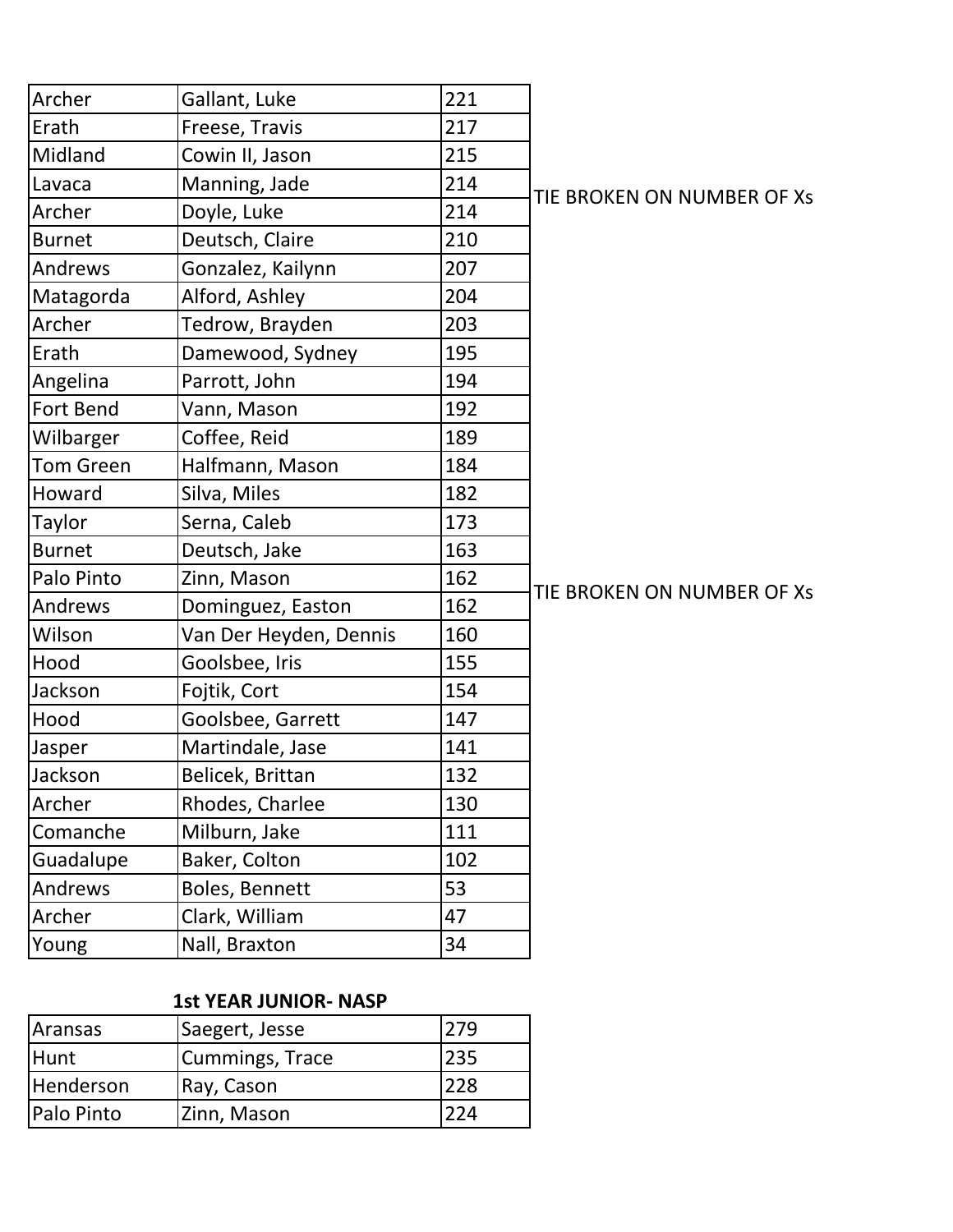| | | | |
|---|---|---|---|
| Archer | Gallant, Luke | 221 | |
| Erath | Freese, Travis | 217 | |
| Midland | Cowin II, Jason | 215 | |
| Lavaca | Manning, Jade | 214 | TIE BROKEN ON NUMBER OF Xs |
| Archer | Doyle, Luke | 214 | |
| Burnet | Deutsch, Claire | 210 | |
| Andrews | Gonzalez, Kailynn | 207 | |
| Matagorda | Alford, Ashley | 204 | |
| Archer | Tedrow, Brayden | 203 | |
| Erath | Damewood, Sydney | 195 | |
| Angelina | Parrott, John | 194 | |
| Fort Bend | Vann, Mason | 192 | |
| Wilbarger | Coffee, Reid | 189 | |
| Tom Green | Halfmann, Mason | 184 | |
| Howard | Silva, Miles | 182 | |
| Taylor | Serna, Caleb | 173 | |
| Burnet | Deutsch, Jake | 163 | |
| Palo Pinto | Zinn, Mason | 162 | TIE BROKEN ON NUMBER OF Xs |
| Andrews | Dominguez, Easton | 162 | |
| Wilson | Van Der Heyden, Dennis | 160 | |
| Hood | Goolsbee, Iris | 155 | |
| Jackson | Fojtik, Cort | 154 | |
| Hood | Goolsbee, Garrett | 147 | |
| Jasper | Martindale, Jase | 141 | |
| Jackson | Belicek, Brittan | 132 | |
| Archer | Rhodes, Charlee | 130 | |
| Comanche | Milburn, Jake | 111 | |
| Guadalupe | Baker, Colton | 102 | |
| Andrews | Boles, Bennett | 53 | |
| Archer | Clark, William | 47 | |
| Young | Nall, Braxton | 34 | |

**1st YEAR JUNIOR- NASP**

| | | |
|---|---|---|
| Aransas | Saegert, Jesse | 279 |
| Hunt | Cummings, Trace | 235 |
| Henderson | Ray, Cason | 228 |
| Palo Pinto | Zinn, Mason | 224 |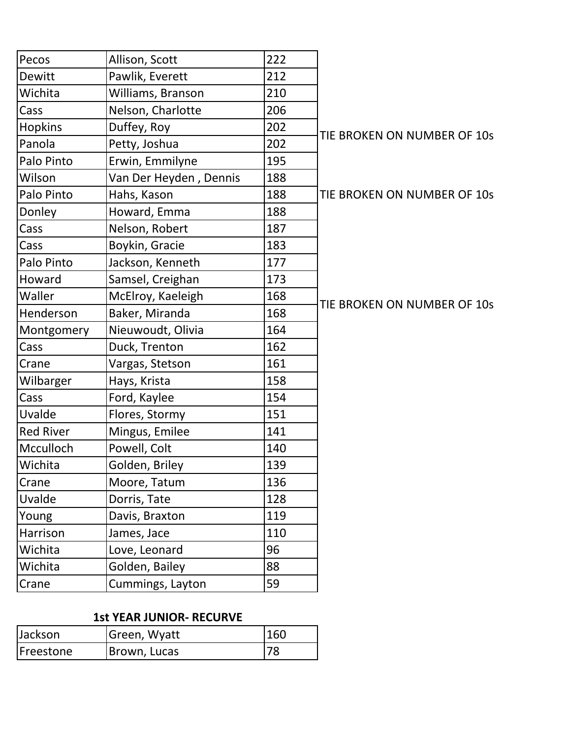| | | | |
|---|---|---|---|
| Pecos | Allison, Scott | 222 | |
| Dewitt | Pawlik, Everett | 212 | |
| Wichita | Williams, Branson | 210 | |
| Cass | Nelson, Charlotte | 206 | |
| Hopkins | Duffey, Roy | 202 | TIE BROKEN ON NUMBER OF 10s |
| Panola | Petty, Joshua | 202 | |
| Palo Pinto | Erwin, Emmilyne | 195 | |
| Wilson | Van Der Heyden , Dennis | 188 | |
| Palo Pinto | Hahs, Kason | 188 | TIE BROKEN ON NUMBER OF 10s |
| Donley | Howard, Emma | 188 | |
| Cass | Nelson, Robert | 187 | |
| Cass | Boykin, Gracie | 183 | |
| Palo Pinto | Jackson, Kenneth | 177 | |
| Howard | Samsel, Creighan | 173 | |
| Waller | McElroy, Kaeleigh | 168 | TIE BROKEN ON NUMBER OF 10s |
| Henderson | Baker, Miranda | 168 | |
| Montgomery | Nieuwoudt, Olivia | 164 | |
| Cass | Duck, Trenton | 162 | |
| Crane | Vargas, Stetson | 161 | |
| Wilbarger | Hays, Krista | 158 | |
| Cass | Ford, Kaylee | 154 | |
| Uvalde | Flores, Stormy | 151 | |
| Red River | Mingus, Emilee | 141 | |
| Mcculloch | Powell, Colt | 140 | |
| Wichita | Golden, Briley | 139 | |
| Crane | Moore, Tatum | 136 | |
| Uvalde | Dorris, Tate | 128 | |
| Young | Davis, Braxton | 119 | |
| Harrison | James, Jace | 110 | |
| Wichita | Love, Leonard | 96 | |
| Wichita | Golden, Bailey | 88 | |
| Crane | Cummings, Layton | 59 | |

**1st YEAR JUNIOR- RECURVE**

| | | |
|---|---|---|
| Jackson | Green, Wyatt | 160 |
| Freestone | Brown, Lucas | 78 |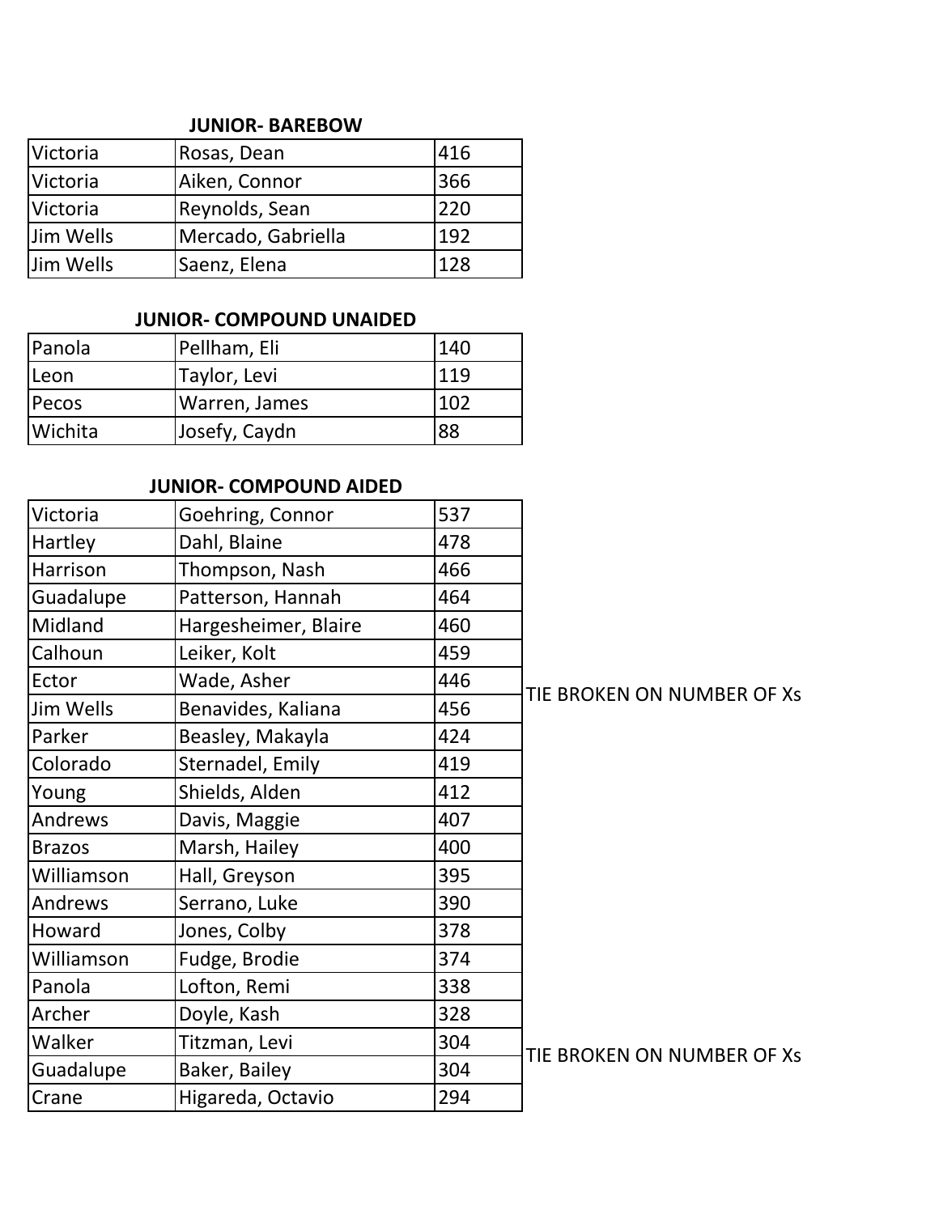**JUNIOR- BAREBOW**

| | | |
|---|---|---|
| Victoria | Rosas, Dean | 416 |
| Victoria | Aiken, Connor | 366 |
| Victoria | Reynolds, Sean | 220 |
| Jim Wells | Mercado, Gabriella | 192 |
| Jim Wells | Saenz, Elena | 128 |

**JUNIOR- COMPOUND UNAIDED**

| | | |
|---|---|---|
| Panola | Pellham, Eli | 140 |
| Leon | Taylor, Levi | 119 |
| Pecos | Warren, James | 102 |
| Wichita | Josefy, Caydn | 88 |

**JUNIOR- COMPOUND AIDED**

| | | | |
|---|---|---|---|
| Victoria | Goehring, Connor | 537 | |
| Hartley | Dahl, Blaine | 478 | |
| Harrison | Thompson, Nash | 466 | |
| Guadalupe | Patterson, Hannah | 464 | |
| Midland | Hargesheimer, Blaire | 460 | |
| Calhoun | Leiker, Kolt | 459 | |
| Ector | Wade, Asher | 446 | TIE BROKEN ON NUMBER OF Xs |
| Jim Wells | Benavides, Kaliana | 456 | |
| Parker | Beasley, Makayla | 424 | |
| Colorado | Sternadel, Emily | 419 | |
| Young | Shields, Alden | 412 | |
| Andrews | Davis, Maggie | 407 | |
| Brazos | Marsh, Hailey | 400 | |
| Williamson | Hall, Greyson | 395 | |
| Andrews | Serrano, Luke | 390 | |
| Howard | Jones, Colby | 378 | |
| Williamson | Fudge, Brodie | 374 | |
| Panola | Lofton, Remi | 338 | |
| Archer | Doyle, Kash | 328 | |
| Walker | Titzman, Levi | 304 | TIE BROKEN ON NUMBER OF Xs |
| Guadalupe | Baker, Bailey | 304 | |
| Crane | Higareda, Octavio | 294 | |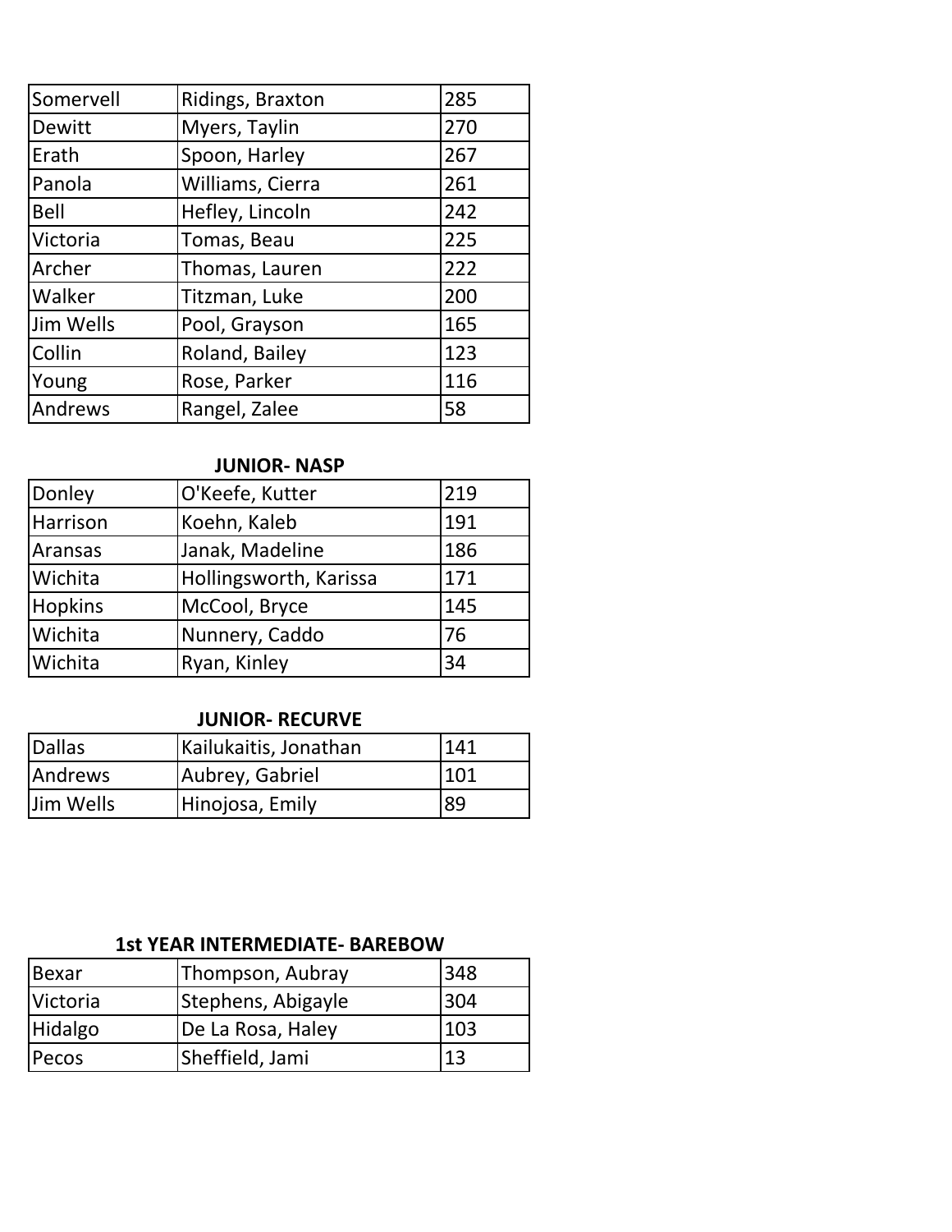| | | |
|---|---|---|
| Somervell | Ridings, Braxton | 285 |
| Dewitt | Myers, Taylin | 270 |
| Erath | Spoon, Harley | 267 |
| Panola | Williams, Cierra | 261 |
| Bell | Hefley, Lincoln | 242 |
| Victoria | Tomas, Beau | 225 |
| Archer | Thomas, Lauren | 222 |
| Walker | Titzman, Luke | 200 |
| Jim Wells | Pool, Grayson | 165 |
| Collin | Roland, Bailey | 123 |
| Young | Rose, Parker | 116 |
| Andrews | Rangel, Zalee | 58 |

**JUNIOR- NASP**

| | | |
|---|---|---|
| Donley | O'Keefe, Kutter | 219 |
| Harrison | Koehn, Kaleb | 191 |
| Aransas | Janak, Madeline | 186 |
| Wichita | Hollingsworth, Karissa | 171 |
| Hopkins | McCool, Bryce | 145 |
| Wichita | Nunnery, Caddo | 76 |
| Wichita | Ryan, Kinley | 34 |

**JUNIOR- RECURVE**

| | | |
|---|---|---|
| Dallas | Kailukaitis, Jonathan | 141 |
| Andrews | Aubrey, Gabriel | 101 |
| Jim Wells | Hinojosa, Emily | 89 |

**1st YEAR INTERMEDIATE- BAREBOW**

| | | |
|---|---|---|
| Bexar | Thompson, Aubray | 348 |
| Victoria | Stephens, Abigayle | 304 |
| Hidalgo | De La Rosa, Haley | 103 |
| Pecos | Sheffield, Jami | 13 |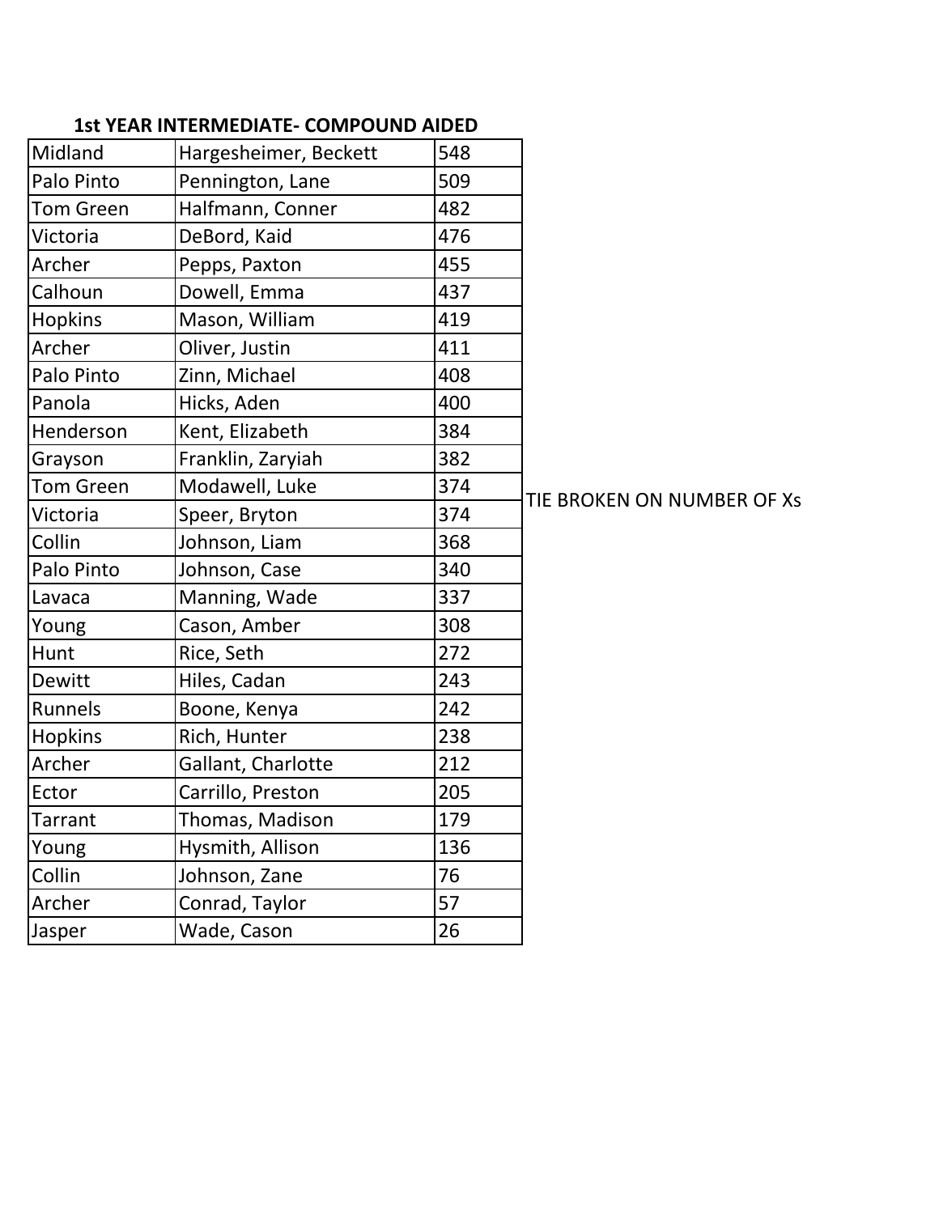### 1st YEAR INTERMEDIATE- COMPOUND AIDED

| | | | |
|---|---|---|---|
| Midland | Hargesheimer, Beckett | 548 | |
| Palo Pinto | Pennington, Lane | 509 | |
| Tom Green | Halfmann, Conner | 482 | |
| Victoria | DeBord, Kaid | 476 | |
| Archer | Pepps, Paxton | 455 | |
| Calhoun | Dowell, Emma | 437 | |
| Hopkins | Mason, William | 419 | |
| Archer | Oliver, Justin | 411 | |
| Palo Pinto | Zinn, Michael | 408 | |
| Panola | Hicks, Aden | 400 | |
| Henderson | Kent, Elizabeth | 384 | |
| Grayson | Franklin, Zaryiah | 382 | |
| Tom Green | Modawell, Luke | 374 | TIE BROKEN ON NUMBER OF Xs |
| Victoria | Speer, Bryton | 374 | |
| Collin | Johnson, Liam | 368 | |
| Palo Pinto | Johnson, Case | 340 | |
| Lavaca | Manning, Wade | 337 | |
| Young | Cason, Amber | 308 | |
| Hunt | Rice, Seth | 272 | |
| Dewitt | Hiles, Cadan | 243 | |
| Runnels | Boone, Kenya | 242 | |
| Hopkins | Rich, Hunter | 238 | |
| Archer | Gallant, Charlotte | 212 | |
| Ector | Carrillo, Preston | 205 | |
| Tarrant | Thomas, Madison | 179 | |
| Young | Hysmith, Allison | 136 | |
| Collin | Johnson, Zane | 76 | |
| Archer | Conrad, Taylor | 57 | |
| Jasper | Wade, Cason | 26 | |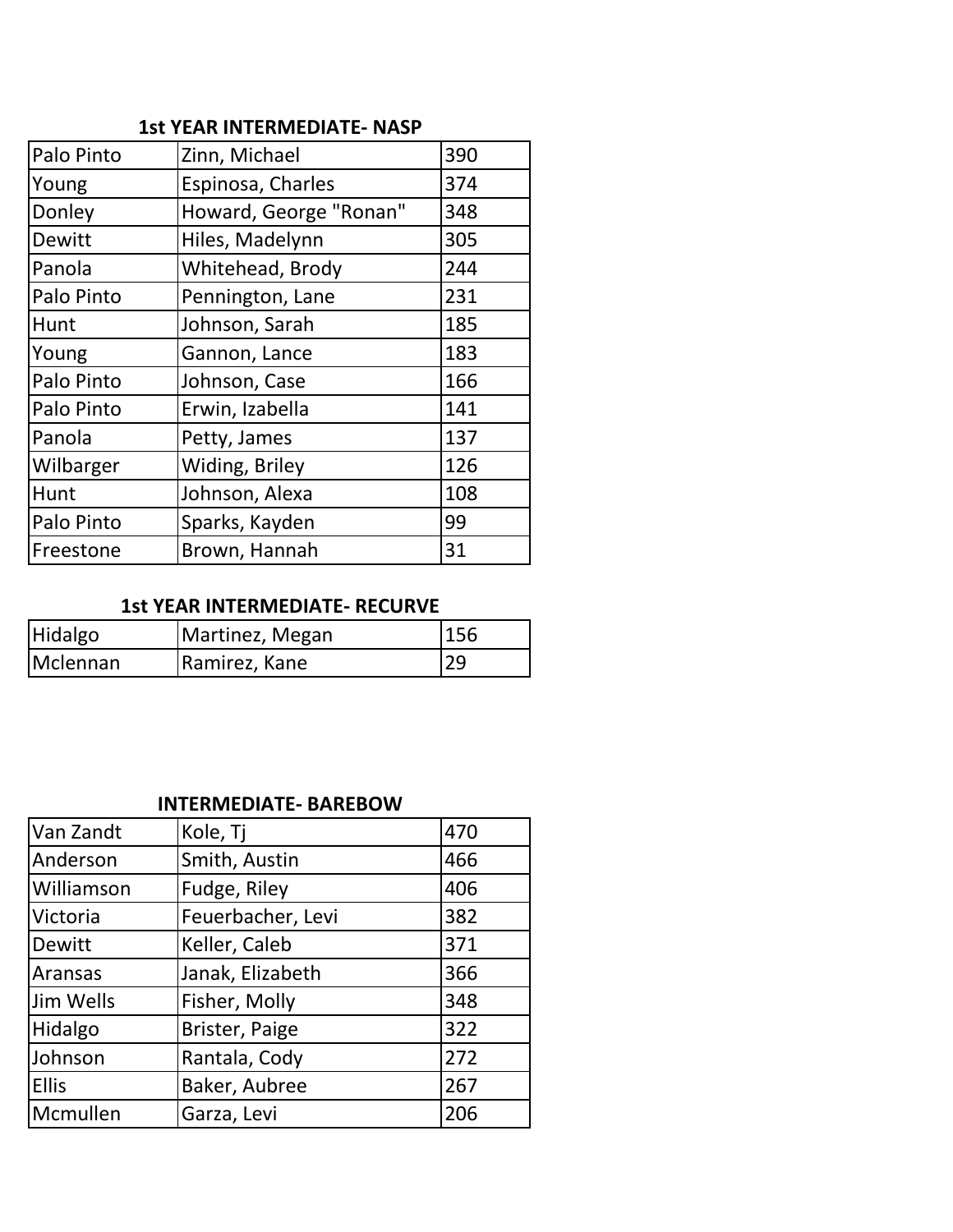### 1st YEAR INTERMEDIATE- NASP

| | | |
|---|---|---|
| Palo Pinto | Zinn, Michael | 390 |
| Young | Espinosa, Charles | 374 |
| Donley | Howard, George "Ronan" | 348 |
| Dewitt | Hiles, Madelynn | 305 |
| Panola | Whitehead, Brody | 244 |
| Palo Pinto | Pennington, Lane | 231 |
| Hunt | Johnson, Sarah | 185 |
| Young | Gannon, Lance | 183 |
| Palo Pinto | Johnson, Case | 166 |
| Palo Pinto | Erwin, Izabella | 141 |
| Panola | Petty, James | 137 |
| Wilbarger | Widing, Briley | 126 |
| Hunt | Johnson, Alexa | 108 |
| Palo Pinto | Sparks, Kayden | 99 |
| Freestone | Brown, Hannah | 31 |

### 1st YEAR INTERMEDIATE- RECURVE

| | | |
|---|---|---|
| Hidalgo | Martinez, Megan | 156 |
| Mclennan | Ramirez, Kane | 29 |

### INTERMEDIATE- BAREBOW

| | | |
|---|---|---|
| Van Zandt | Kole, Tj | 470 |
| Anderson | Smith, Austin | 466 |
| Williamson | Fudge, Riley | 406 |
| Victoria | Feuerbacher, Levi | 382 |
| Dewitt | Keller, Caleb | 371 |
| Aransas | Janak, Elizabeth | 366 |
| Jim Wells | Fisher, Molly | 348 |
| Hidalgo | Brister, Paige | 322 |
| Johnson | Rantala, Cody | 272 |
| Ellis | Baker, Aubree | 267 |
| Mcmullen | Garza, Levi | 206 |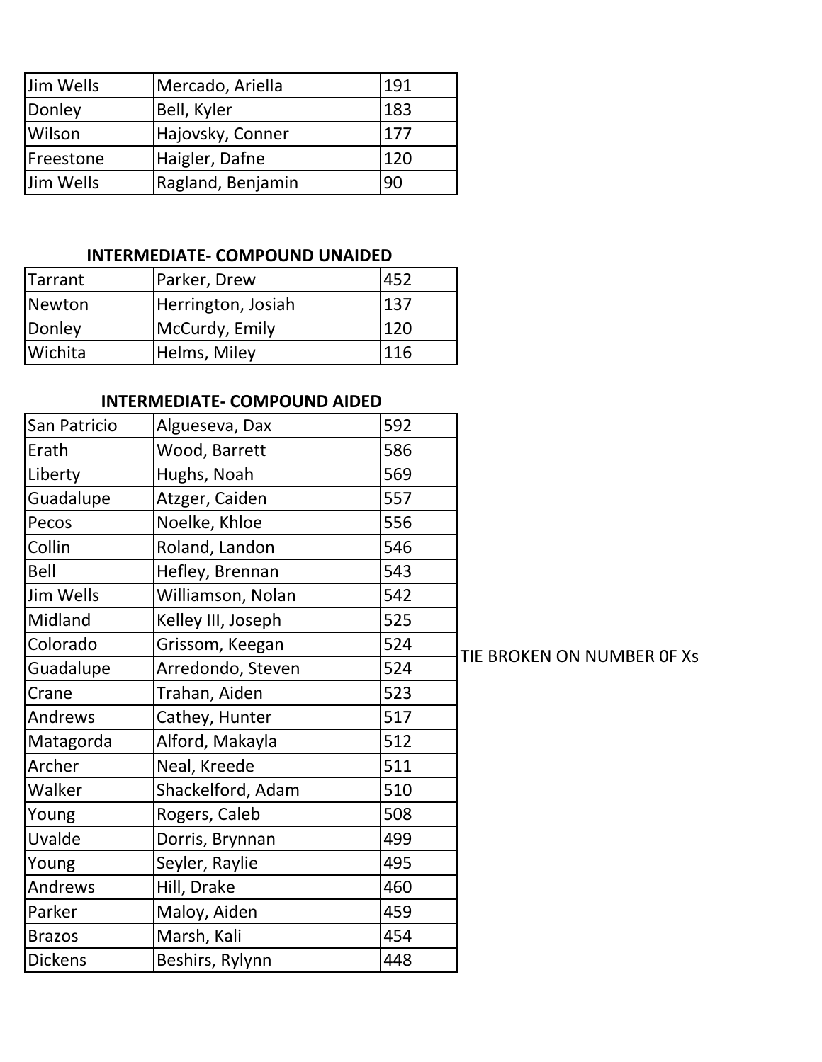| Jim Wells | Mercado, Ariella | 191 |
|---|---|---|
| Donley | Bell, Kyler | 183 |
| Wilson | Hajovsky, Conner | 177 |
| Freestone | Haigler, Dafne | 120 |
| Jim Wells | Ragland, Benjamin | 90 |

### INTERMEDIATE- COMPOUND UNAIDED

| Tarrant | Parker, Drew | 452 |
|---|---|---|
| Newton | Herrington, Josiah | 137 |
| Donley | McCurdy, Emily | 120 |
| Wichita | Helms, Miley | 116 |

### INTERMEDIATE- COMPOUND AIDED

| San Patricio | Algueseva, Dax | 592 | |
|---|---|---|---|
| Erath | Wood, Barrett | 586 | |
| Liberty | Hughs, Noah | 569 | |
| Guadalupe | Atzger, Caiden | 557 | |
| Pecos | Noelke, Khloe | 556 | |
| Collin | Roland, Landon | 546 | |
| Bell | Hefley, Brennan | 543 | |
| Jim Wells | Williamson, Nolan | 542 | |
| Midland | Kelley III, Joseph | 525 | |
| Colorado | Grissom, Keegan | 524 | TIE BROKEN ON NUMBER 0F Xs |
| Guadalupe | Arredondo, Steven | 524 | |
| Crane | Trahan, Aiden | 523 | |
| Andrews | Cathey, Hunter | 517 | |
| Matagorda | Alford, Makayla | 512 | |
| Archer | Neal, Kreede | 511 | |
| Walker | Shackelford, Adam | 510 | |
| Young | Rogers, Caleb | 508 | |
| Uvalde | Dorris, Brynnan | 499 | |
| Young | Seyler, Raylie | 495 | |
| Andrews | Hill, Drake | 460 | |
| Parker | Maloy, Aiden | 459 | |
| Brazos | Marsh, Kali | 454 | |
| Dickens | Beshirs, Rylynn | 448 | |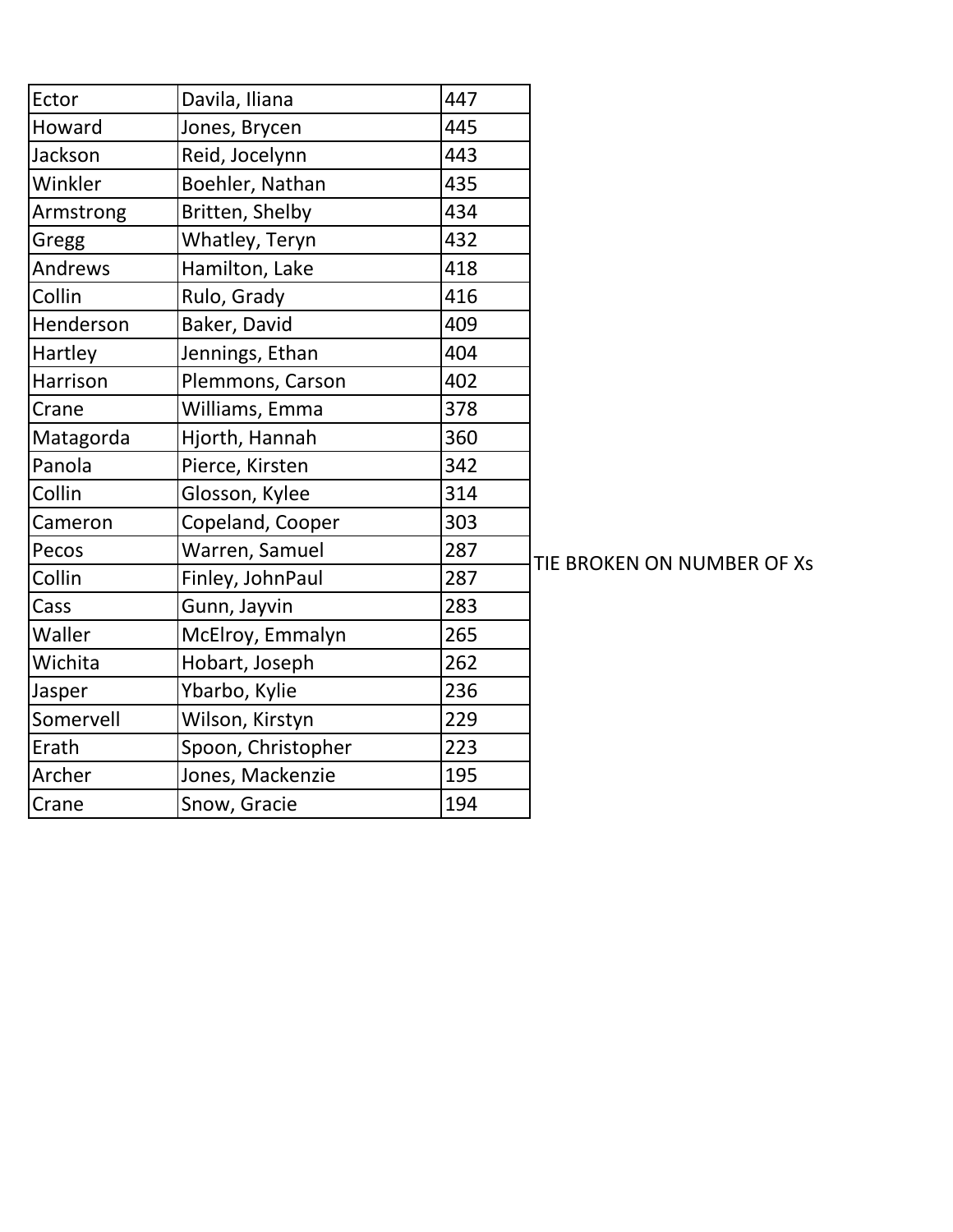| | | |
|---|---|---|
| Ector | Davila, Iliana | 447 |
| Howard | Jones, Brycen | 445 |
| Jackson | Reid, Jocelynn | 443 |
| Winkler | Boehler, Nathan | 435 |
| Armstrong | Britten, Shelby | 434 |
| Gregg | Whatley, Teryn | 432 |
| Andrews | Hamilton, Lake | 418 |
| Collin | Rulo, Grady | 416 |
| Henderson | Baker, David | 409 |
| Hartley | Jennings, Ethan | 404 |
| Harrison | Plemmons, Carson | 402 |
| Crane | Williams, Emma | 378 |
| Matagorda | Hjorth, Hannah | 360 |
| Panola | Pierce, Kirsten | 342 |
| Collin | Glosson, Kylee | 314 |
| Cameron | Copeland, Cooper | 303 |
| Pecos | Warren, Samuel | 287 |
| Collin | Finley, JohnPaul | 287 |
| Cass | Gunn, Jayvin | 283 |
| Waller | McElroy, Emmalyn | 265 |
| Wichita | Hobart, Joseph | 262 |
| Jasper | Ybarbo, Kylie | 236 |
| Somervell | Wilson, Kirstyn | 229 |
| Erath | Spoon, Christopher | 223 |
| Archer | Jones, Mackenzie | 195 |
| Crane | Snow, Gracie | 194 |

TIE BROKEN ON NUMBER OF Xs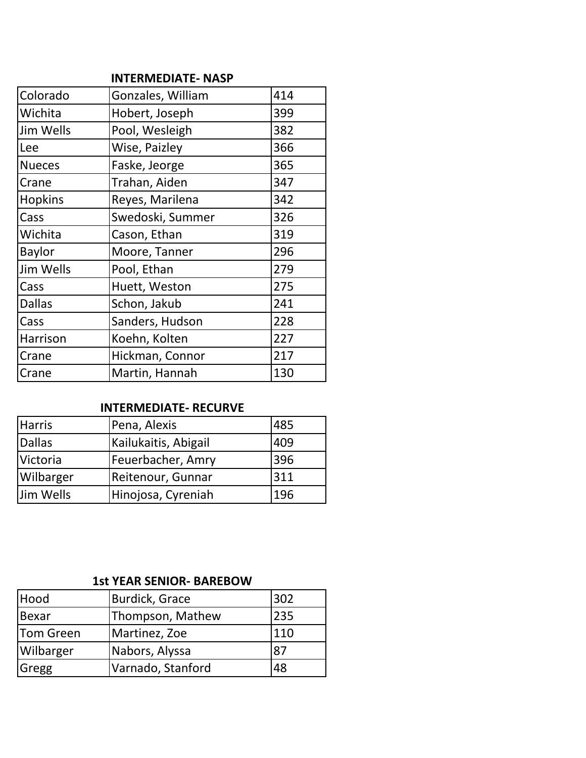### INTERMEDIATE- NASP

| | | |
|---|---|---|
| Colorado | Gonzales, William | 414 |
| Wichita | Hobert, Joseph | 399 |
| Jim Wells | Pool, Wesleigh | 382 |
| Lee | Wise, Paizley | 366 |
| Nueces | Faske, Jeorge | 365 |
| Crane | Trahan, Aiden | 347 |
| Hopkins | Reyes, Marilena | 342 |
| Cass | Swedoski, Summer | 326 |
| Wichita | Cason, Ethan | 319 |
| Baylor | Moore, Tanner | 296 |
| Jim Wells | Pool, Ethan | 279 |
| Cass | Huett, Weston | 275 |
| Dallas | Schon, Jakub | 241 |
| Cass | Sanders, Hudson | 228 |
| Harrison | Koehn, Kolten | 227 |
| Crane | Hickman, Connor | 217 |
| Crane | Martin, Hannah | 130 |

### INTERMEDIATE- RECURVE

| | | |
|---|---|---|
| Harris | Pena, Alexis | 485 |
| Dallas | Kailukaitis, Abigail | 409 |
| Victoria | Feuerbacher, Amry | 396 |
| Wilbarger | Reitenour, Gunnar | 311 |
| Jim Wells | Hinojosa, Cyreniah | 196 |

### 1st YEAR SENIOR- BAREBOW

| | | |
|---|---|---|
| Hood | Burdick, Grace | 302 |
| Bexar | Thompson, Mathew | 235 |
| Tom Green | Martinez, Zoe | 110 |
| Wilbarger | Nabors, Alyssa | 87 |
| Gregg | Varnado, Stanford | 48 |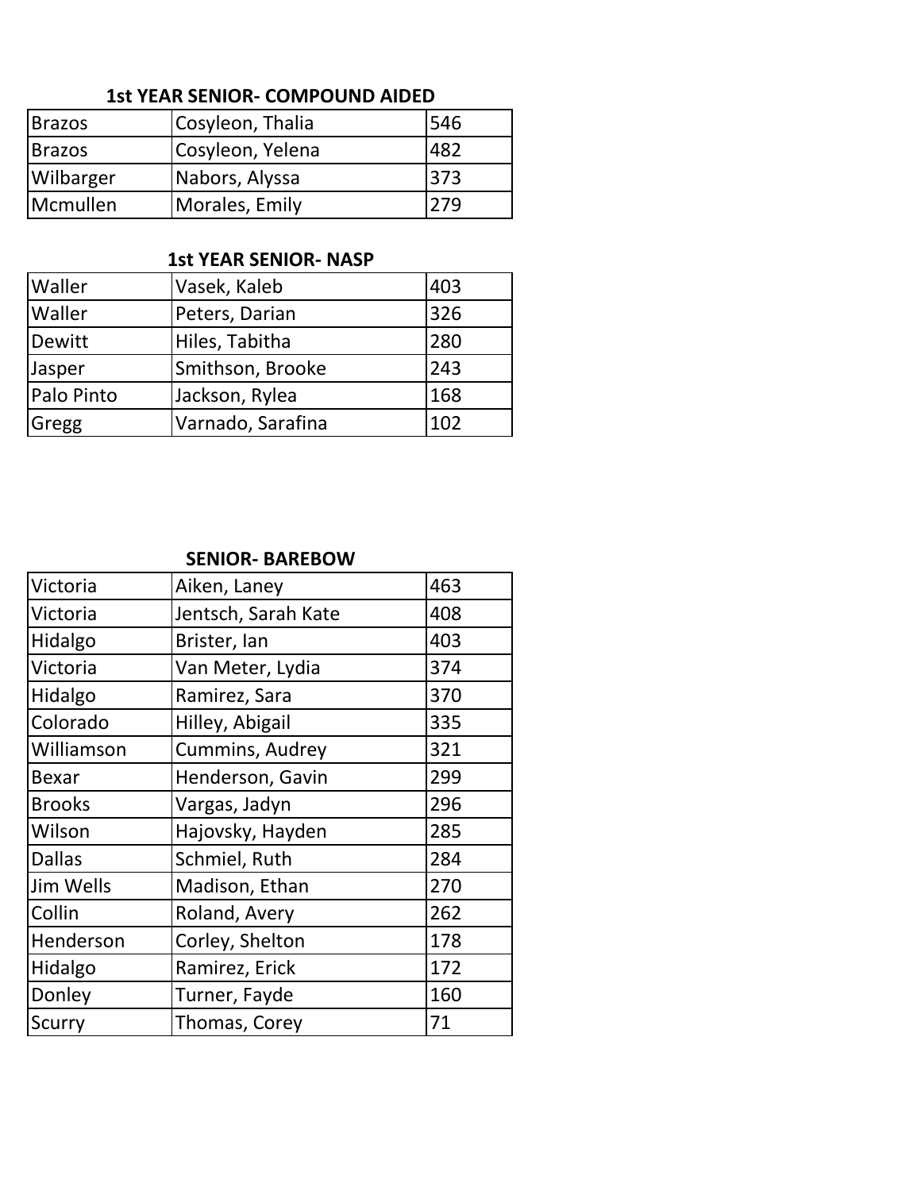### 1st YEAR SENIOR- COMPOUND AIDED

| | | |
|---|---|---|
| Brazos | Cosyleon, Thalia | 546 |
| Brazos | Cosyleon, Yelena | 482 |
| Wilbarger | Nabors, Alyssa | 373 |
| Mcmullen | Morales, Emily | 279 |

### 1st YEAR SENIOR- NASP

| | | |
|---|---|---|
| Waller | Vasek, Kaleb | 403 |
| Waller | Peters, Darian | 326 |
| Dewitt | Hiles, Tabitha | 280 |
| Jasper | Smithson, Brooke | 243 |
| Palo Pinto | Jackson, Rylea | 168 |
| Gregg | Varnado, Sarafina | 102 |

### SENIOR- BAREBOW

| | | |
|---|---|---|
| Victoria | Aiken, Laney | 463 |
| Victoria | Jentsch, Sarah Kate | 408 |
| Hidalgo | Brister, Ian | 403 |
| Victoria | Van Meter, Lydia | 374 |
| Hidalgo | Ramirez, Sara | 370 |
| Colorado | Hilley, Abigail | 335 |
| Williamson | Cummins, Audrey | 321 |
| Bexar | Henderson, Gavin | 299 |
| Brooks | Vargas, Jadyn | 296 |
| Wilson | Hajovsky, Hayden | 285 |
| Dallas | Schmiel, Ruth | 284 |
| Jim Wells | Madison, Ethan | 270 |
| Collin | Roland, Avery | 262 |
| Henderson | Corley, Shelton | 178 |
| Hidalgo | Ramirez, Erick | 172 |
| Donley | Turner, Fayde | 160 |
| Scurry | Thomas, Corey | 71 |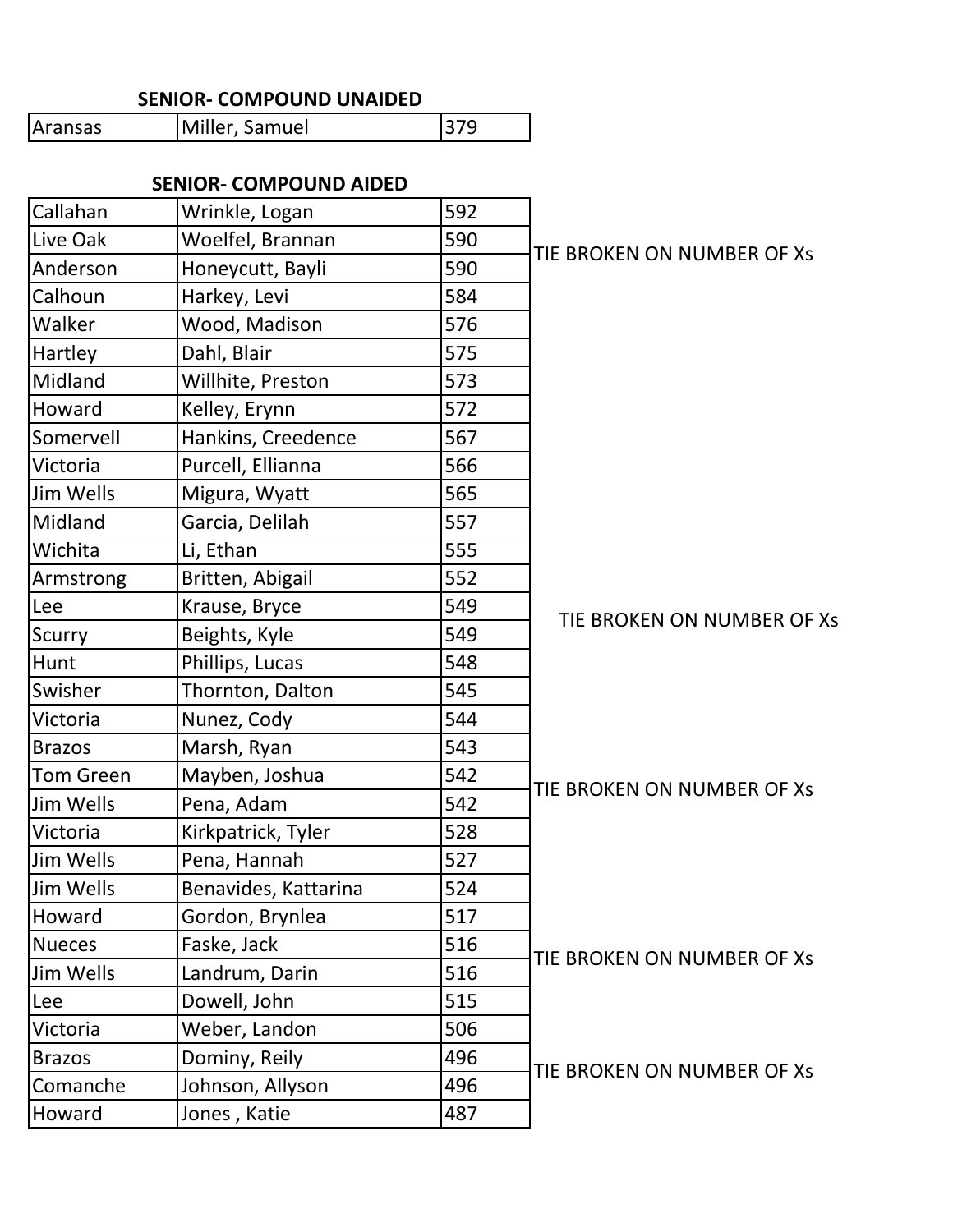**SENIOR- COMPOUND UNAIDED**

| | | |
|---|---|---|
| Aransas | Miller, Samuel | 379 |

**SENIOR- COMPOUND AIDED**

| | | | |
|---|---|---|---|
| Callahan | Wrinkle, Logan | 592 | |
| Live Oak | Woelfel, Brannan | 590 | TIE BROKEN ON NUMBER OF Xs |
| Anderson | Honeycutt, Bayli | 590 | |
| Calhoun | Harkey, Levi | 584 | |
| Walker | Wood, Madison | 576 | |
| Hartley | Dahl, Blair | 575 | |
| Midland | Willhite, Preston | 573 | |
| Howard | Kelley, Erynn | 572 | |
| Somervell | Hankins, Creedence | 567 | |
| Victoria | Purcell, Ellianna | 566 | |
| Jim Wells | Migura, Wyatt | 565 | |
| Midland | Garcia, Delilah | 557 | |
| Wichita | Li, Ethan | 555 | |
| Armstrong | Britten, Abigail | 552 | |
| Lee | Krause, Bryce | 549 | TIE BROKEN ON NUMBER OF Xs |
| Scurry | Beights, Kyle | 549 | |
| Hunt | Phillips, Lucas | 548 | |
| Swisher | Thornton, Dalton | 545 | |
| Victoria | Nunez, Cody | 544 | |
| Brazos | Marsh, Ryan | 543 | |
| Tom Green | Mayben, Joshua | 542 | TIE BROKEN ON NUMBER OF Xs |
| Jim Wells | Pena, Adam | 542 | |
| Victoria | Kirkpatrick, Tyler | 528 | |
| Jim Wells | Pena, Hannah | 527 | |
| Jim Wells | Benavides, Kattarina | 524 | |
| Howard | Gordon, Brynlea | 517 | |
| Nueces | Faske, Jack | 516 | TIE BROKEN ON NUMBER OF Xs |
| Jim Wells | Landrum, Darin | 516 | |
| Lee | Dowell, John | 515 | |
| Victoria | Weber, Landon | 506 | |
| Brazos | Dominy, Reily | 496 | TIE BROKEN ON NUMBER OF Xs |
| Comanche | Johnson, Allyson | 496 | |
| Howard | Jones , Katie | 487 | |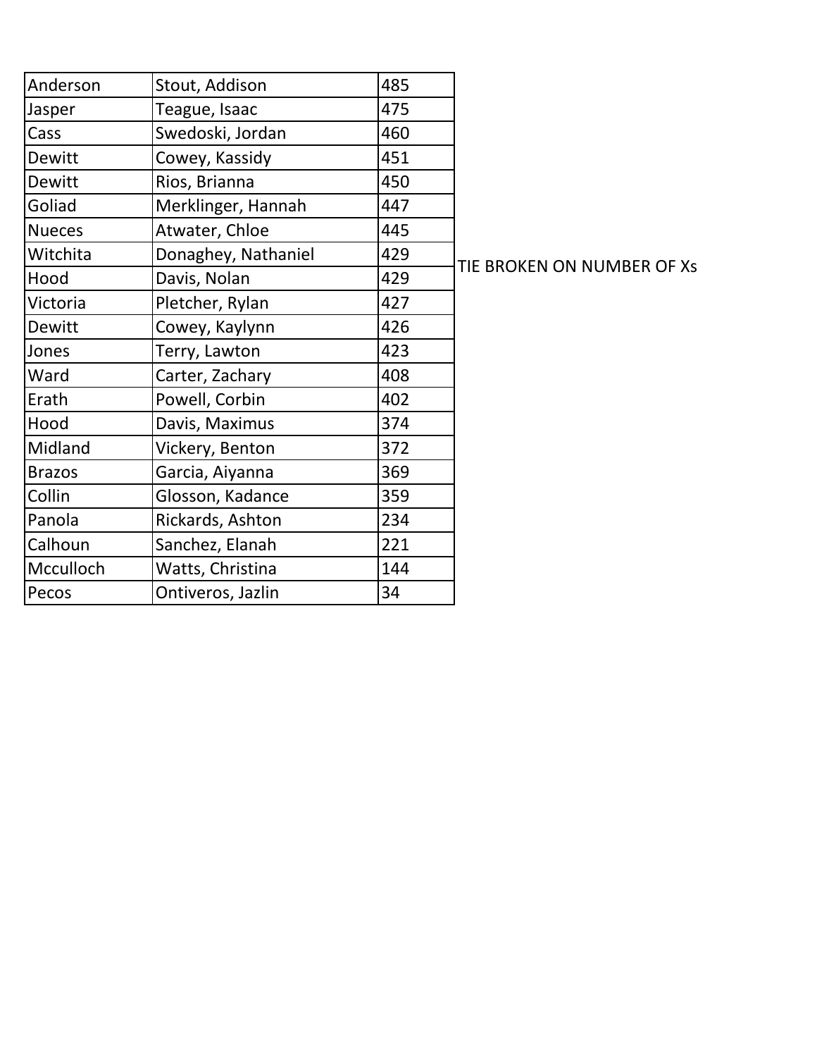| | | | |
|---|---|---|---|
| Anderson | Stout, Addison | 485 | |
| Jasper | Teague, Isaac | 475 | |
| Cass | Swedoski, Jordan | 460 | |
| Dewitt | Cowey, Kassidy | 451 | |
| Dewitt | Rios, Brianna | 450 | |
| Goliad | Merklinger, Hannah | 447 | |
| Nueces | Atwater, Chloe | 445 | |
| Witchita | Donaghey, Nathaniel | 429 | TIE BROKEN ON NUMBER OF Xs |
| Hood | Davis, Nolan | 429 | |
| Victoria | Pletcher, Rylan | 427 | |
| Dewitt | Cowey, Kaylynn | 426 | |
| Jones | Terry, Lawton | 423 | |
| Ward | Carter, Zachary | 408 | |
| Erath | Powell, Corbin | 402 | |
| Hood | Davis, Maximus | 374 | |
| Midland | Vickery, Benton | 372 | |
| Brazos | Garcia, Aiyanna | 369 | |
| Collin | Glosson, Kadance | 359 | |
| Panola | Rickards, Ashton | 234 | |
| Calhoun | Sanchez, Elanah | 221 | |
| Mcculloch | Watts, Christina | 144 | |
| Pecos | Ontiveros, Jazlin | 34 | |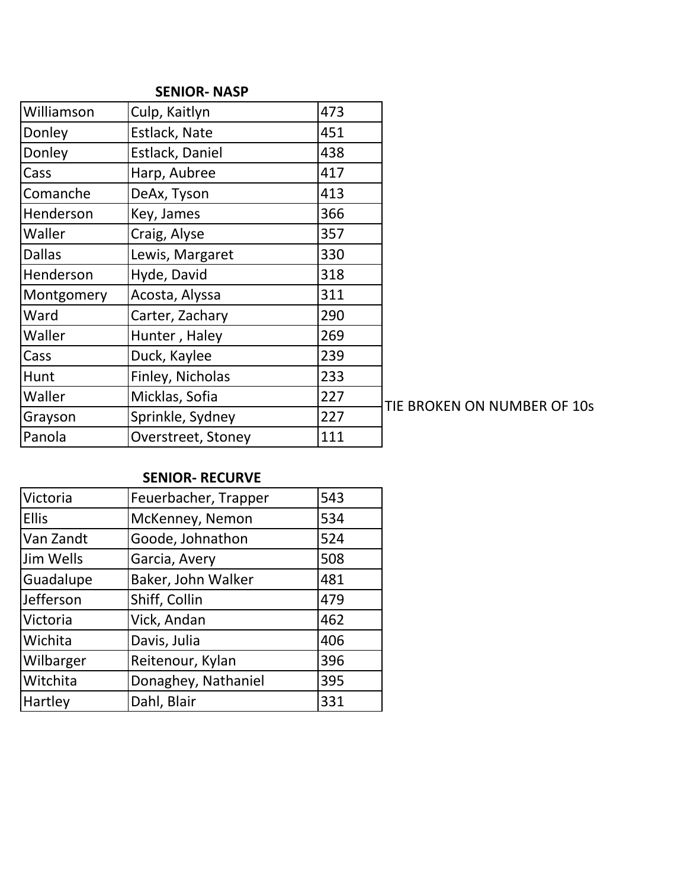**SENIOR- NASP**

| | | |
|---|---|---|
| Williamson | Culp, Kaitlyn | 473 |
| Donley | Estlack, Nate | 451 |
| Donley | Estlack, Daniel | 438 |
| Cass | Harp, Aubree | 417 |
| Comanche | DeAx, Tyson | 413 |
| Henderson | Key, James | 366 |
| Waller | Craig, Alyse | 357 |
| Dallas | Lewis, Margaret | 330 |
| Henderson | Hyde, David | 318 |
| Montgomery | Acosta, Alyssa | 311 |
| Ward | Carter, Zachary | 290 |
| Waller | Hunter , Haley | 269 |
| Cass | Duck, Kaylee | 239 |
| Hunt | Finley, Nicholas | 233 |
| Waller | Micklas, Sofia | 227 |
| Grayson | Sprinkle, Sydney | 227 |
| Panola | Overstreet, Stoney | 111 |

TIE BROKEN ON NUMBER OF 10s

**SENIOR- RECURVE**

| | | |
|---|---|---|
| Victoria | Feuerbacher, Trapper | 543 |
| Ellis | McKenney, Nemon | 534 |
| Van Zandt | Goode, Johnathon | 524 |
| Jim Wells | Garcia, Avery | 508 |
| Guadalupe | Baker, John Walker | 481 |
| Jefferson | Shiff, Collin | 479 |
| Victoria | Vick, Andan | 462 |
| Wichita | Davis, Julia | 406 |
| Wilbarger | Reitenour, Kylan | 396 |
| Witchita | Donaghey, Nathaniel | 395 |
| Hartley | Dahl, Blair | 331 |